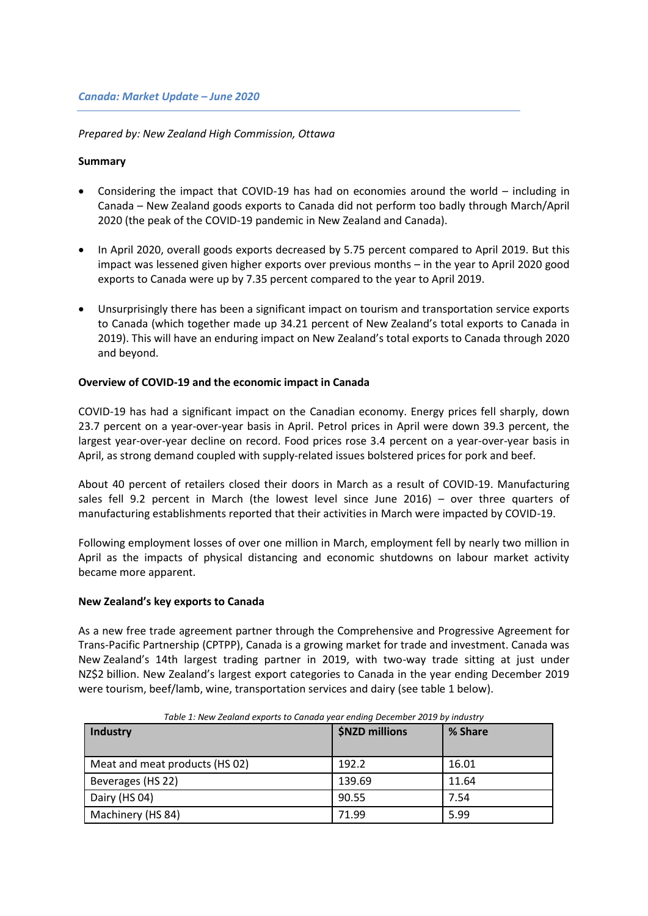*Canada: Market Update – June 2020*

*Prepared by: New Zealand High Commission, Ottawa*

**Summary**

- Considering the impact that COVID-19 has had on economies around the world – including in Canada – New Zealand goods exports to Canada did not perform too badly through March/April 2020 (the peak of the COVID-19 pandemic in New Zealand and Canada).
- In April 2020, overall goods exports decreased by 5.75 percent compared to April 2019. But this impact was lessened given higher exports over previous months – in the year to April 2020 good exports to Canada were up by 7.35 percent compared to the year to April 2019.
- Unsurprisingly there has been a significant impact on tourism and transportation service exports to Canada (which together made up 34.21 percent of New Zealand's total exports to Canada in 2019). This will have an enduring impact on New Zealand's total exports to Canada through 2020 and beyond.

**Overview of COVID-19 and the economic impact in Canada**

COVID-19 has had a significant impact on the Canadian economy. Energy prices fell sharply, down 23.7 percent on a year-over-year basis in April. Petrol prices in April were down 39.3 percent, the largest year-over-year decline on record. Food prices rose 3.4 percent on a year-over-year basis in April, as strong demand coupled with supply-related issues bolstered prices for pork and beef.

About 40 percent of retailers closed their doors in March as a result of COVID-19. Manufacturing sales fell 9.2 percent in March (the lowest level since June 2016) – over three quarters of manufacturing establishments reported that their activities in March were impacted by COVID-19.

Following employment losses of over one million in March, employment fell by nearly two million in April as the impacts of physical distancing and economic shutdowns on labour market activity became more apparent.

**New Zealand's key exports to Canada**

As a new free trade agreement partner through the Comprehensive and Progressive Agreement for Trans-Pacific Partnership (CPTPP), Canada is a growing market for trade and investment. Canada was New Zealand's 14th largest trading partner in 2019, with two-way trade sitting at just under NZ$2 billion. New Zealand's largest export categories to Canada in the year ending December 2019 were tourism, beef/lamb, wine, transportation services and dairy (see table 1 below).

*Table 1: New Zealand exports to Canada year ending December 2019 by industry*

| Industry | $NZD millions | % Share |
|---|---|---|
| Meat and meat products (HS 02) | 192.2 | 16.01 |
| Beverages (HS 22) | 139.69 | 11.64 |
| Dairy (HS 04) | 90.55 | 7.54 |
| Machinery (HS 84) | 71.99 | 5.99 |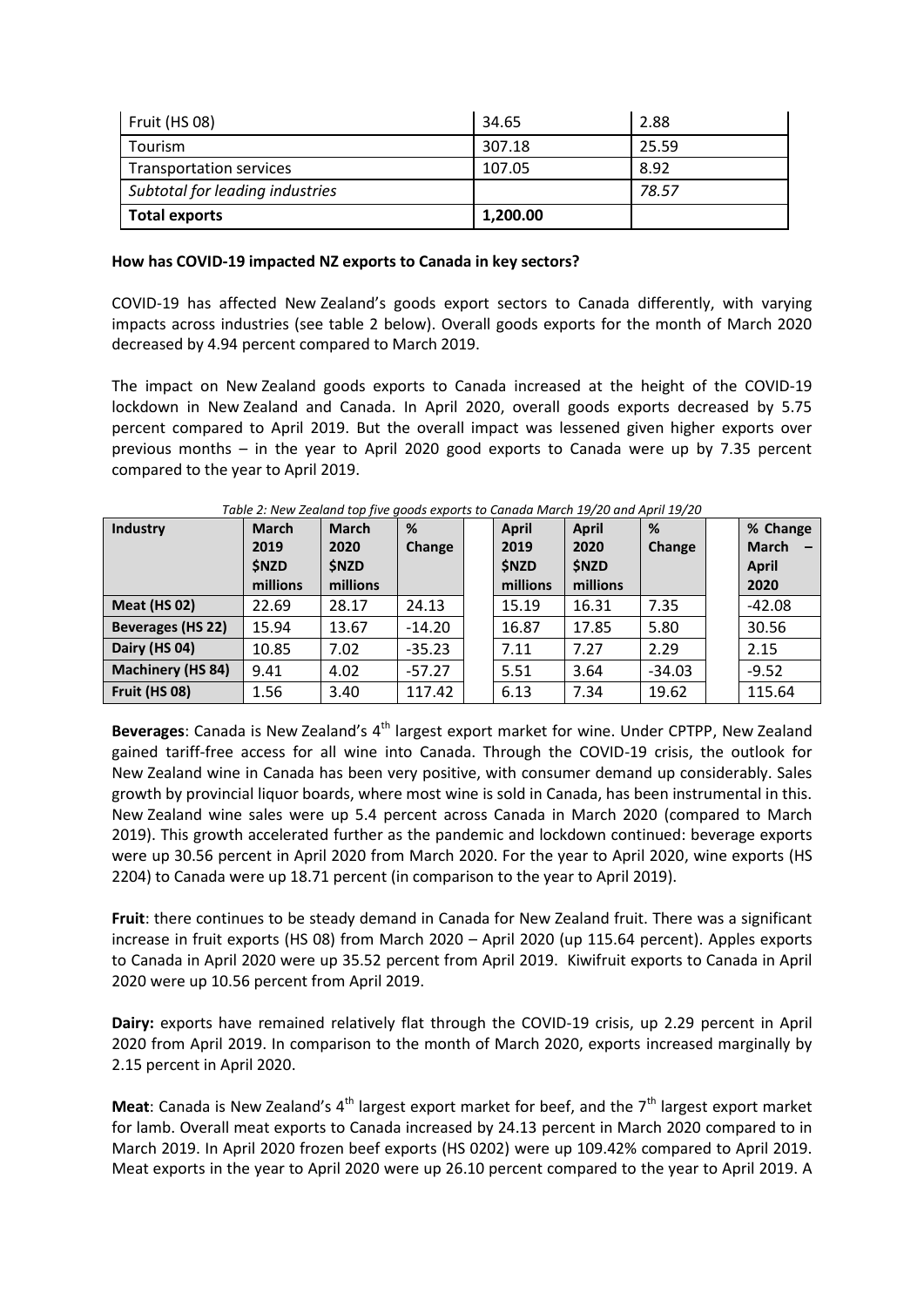| Fruit (HS 08) | 34.65 | 2.88 |
|---|---|---|
| Tourism | 307.18 | 25.59 |
| Transportation services | 107.05 | 8.92 |
| *Subtotal for leading industries* | | *78.57* |
| **Total exports** | **1,200.00** | |

**How has COVID-19 impacted NZ exports to Canada in key sectors?**

COVID-19 has affected New Zealand's goods export sectors to Canada differently, with varying impacts across industries (see table 2 below). Overall goods exports for the month of March 2020 decreased by 4.94 percent compared to March 2019.

The impact on New Zealand goods exports to Canada increased at the height of the COVID-19 lockdown in New Zealand and Canada. In April 2020, overall goods exports decreased by 5.75 percent compared to April 2019. But the overall impact was lessened given higher exports over previous months – in the year to April 2020 good exports to Canada were up by 7.35 percent compared to the year to April 2019.

*Table 2: New Zealand top five goods exports to Canada March 19/20 and April 19/20*

| Industry | March 2019 $NZD millions | March 2020 $NZD millions | % Change | | April 2019 $NZD millions | April 2020 $NZD millions | % Change | | % Change – March – April 2020 |
|---|---|---|---|---|---|---|---|---|---|
| **Meat (HS 02)** | 22.69 | 28.17 | 24.13 | | 15.19 | 16.31 | 7.35 | | -42.08 |
| **Beverages (HS 22)** | 15.94 | 13.67 | -14.20 | | 16.87 | 17.85 | 5.80 | | 30.56 |
| **Dairy (HS 04)** | 10.85 | 7.02 | -35.23 | | 7.11 | 7.27 | 2.29 | | 2.15 |
| **Machinery (HS 84)** | 9.41 | 4.02 | -57.27 | | 5.51 | 3.64 | -34.03 | | -9.52 |
| **Fruit (HS 08)** | 1.56 | 3.40 | 117.42 | | 6.13 | 7.34 | 19.62 | | 115.64 |

**Beverages**: Canada is New Zealand's 4th largest export market for wine. Under CPTPP, New Zealand gained tariff-free access for all wine into Canada. Through the COVID-19 crisis, the outlook for New Zealand wine in Canada has been very positive, with consumer demand up considerably. Sales growth by provincial liquor boards, where most wine is sold in Canada, has been instrumental in this. New Zealand wine sales were up 5.4 percent across Canada in March 2020 (compared to March 2019). This growth accelerated further as the pandemic and lockdown continued: beverage exports were up 30.56 percent in April 2020 from March 2020. For the year to April 2020, wine exports (HS 2204) to Canada were up 18.71 percent (in comparison to the year to April 2019).

**Fruit**: there continues to be steady demand in Canada for New Zealand fruit. There was a significant increase in fruit exports (HS 08) from March 2020 – April 2020 (up 115.64 percent). Apples exports to Canada in April 2020 were up 35.52 percent from April 2019. Kiwifruit exports to Canada in April 2020 were up 10.56 percent from April 2019.

**Dairy:** exports have remained relatively flat through the COVID-19 crisis, up 2.29 percent in April 2020 from April 2019. In comparison to the month of March 2020, exports increased marginally by 2.15 percent in April 2020.

**Meat**: Canada is New Zealand's 4th largest export market for beef, and the 7th largest export market for lamb. Overall meat exports to Canada increased by 24.13 percent in March 2020 compared to in March 2019. In April 2020 frozen beef exports (HS 0202) were up 109.42% compared to April 2019. Meat exports in the year to April 2020 were up 26.10 percent compared to the year to April 2019. A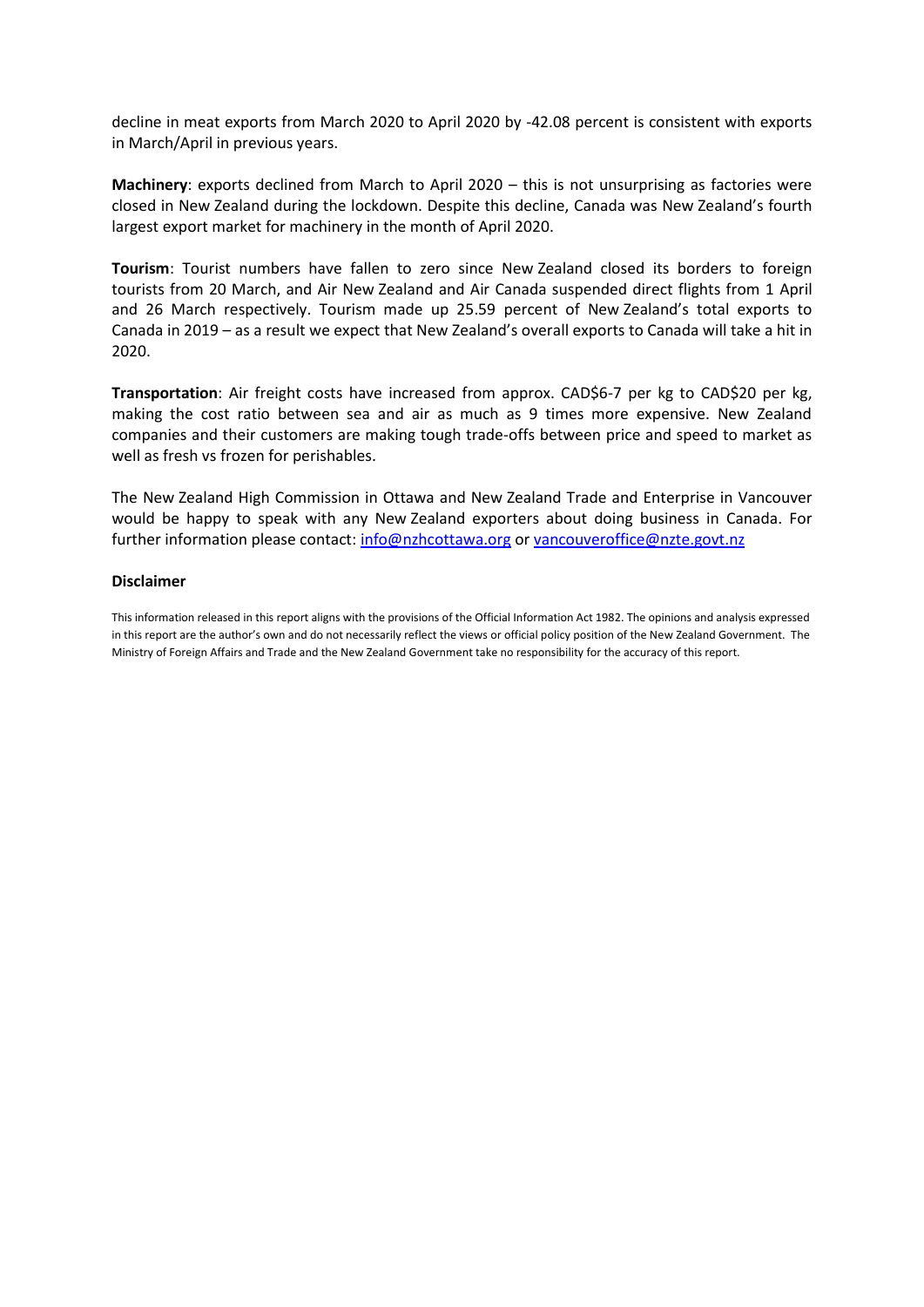decline in meat exports from March 2020 to April 2020 by -42.08 percent is consistent with exports in March/April in previous years.

**Machinery**: exports declined from March to April 2020 – this is not unsurprising as factories were closed in New Zealand during the lockdown. Despite this decline, Canada was New Zealand's fourth largest export market for machinery in the month of April 2020.

**Tourism**: Tourist numbers have fallen to zero since New Zealand closed its borders to foreign tourists from 20 March, and Air New Zealand and Air Canada suspended direct flights from 1 April and 26 March respectively. Tourism made up 25.59 percent of New Zealand's total exports to Canada in 2019 – as a result we expect that New Zealand's overall exports to Canada will take a hit in 2020.

**Transportation**: Air freight costs have increased from approx. CAD$6-7 per kg to CAD$20 per kg, making the cost ratio between sea and air as much as 9 times more expensive. New Zealand companies and their customers are making tough trade-offs between price and speed to market as well as fresh vs frozen for perishables.

The New Zealand High Commission in Ottawa and New Zealand Trade and Enterprise in Vancouver would be happy to speak with any New Zealand exporters about doing business in Canada. For further information please contact: info@nzhcottawa.org or vancouveroffice@nzte.govt.nz

**Disclaimer**

This information released in this report aligns with the provisions of the Official Information Act 1982. The opinions and analysis expressed in this report are the author's own and do not necessarily reflect the views or official policy position of the New Zealand Government. The Ministry of Foreign Affairs and Trade and the New Zealand Government take no responsibility for the accuracy of this report.